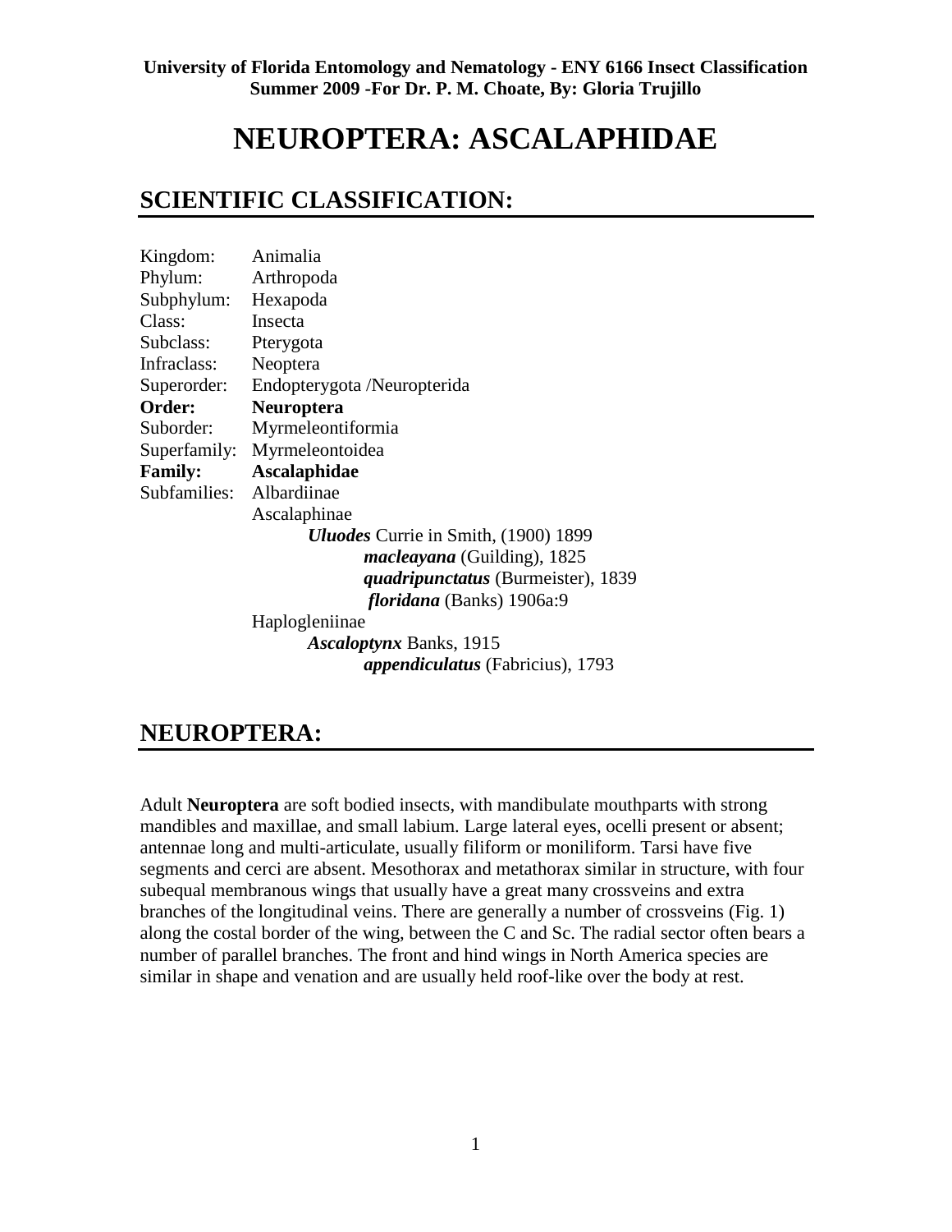**University of Florida Entomology and Nematology - ENY 6166 Insect Classification**
**Summer 2009 -For Dr. P. M. Choate, By: Gloria Trujillo**

# NEUROPTERA: ASCALAPHIDAE

## SCIENTIFIC CLASSIFICATION:

| | |
|---|---|
| Kingdom: | Animalia |
| Phylum: | Arthropoda |
| Subphylum: | Hexapoda |
| Class: | Insecta |
| Subclass: | Pterygota |
| Infraclass: | Neoptera |
| Superorder: | Endopterygota /Neuropterida |
| **Order:** | **Neuroptera** |
| Suborder: | Myrmeleontiformia |
| Superfamily: | Myrmeleontoidea |
| **Family:** | **Ascalaphidae** |
| Subfamilies: | Albardiinae |
| | Ascalaphinae |
| | ***Uluodes*** Currie in Smith, (1900) 1899 |
| | ***macleayana*** (Guilding), 1825 |
| | ***quadripunctatus*** (Burmeister), 1839 |
| | ***floridana*** (Banks) 1906a:9 |
| | Haplogleniinae |
| | ***Ascaloptynx*** Banks, 1915 |
| | ***appendiculatus*** (Fabricius), 1793 |

## NEUROPTERA:

Adult **Neuroptera** are soft bodied insects, with mandibulate mouthparts with strong mandibles and maxillae, and small labium. Large lateral eyes, ocelli present or absent; antennae long and multi-articulate, usually filiform or moniliform. Tarsi have five segments and cerci are absent. Mesothorax and metathorax similar in structure, with four subequal membranous wings that usually have a great many crossveins and extra branches of the longitudinal veins. There are generally a number of crossveins (Fig. 1) along the costal border of the wing, between the C and Sc. The radial sector often bears a number of parallel branches. The front and hind wings in North America species are similar in shape and venation and are usually held roof-like over the body at rest.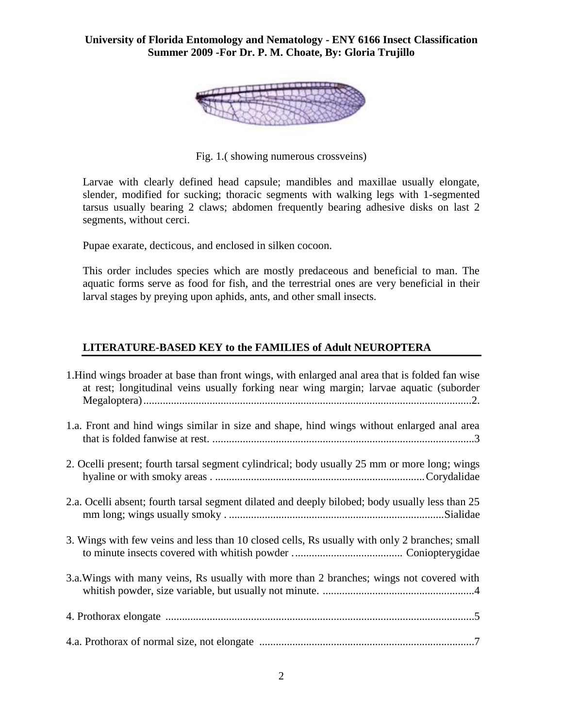Fig. 1.( showing numerous crossveins)

Larvae with clearly defined head capsule; mandibles and maxillae usually elongate, slender, modified for sucking; thoracic segments with walking legs with 1-segmented tarsus usually bearing 2 claws; abdomen frequently bearing adhesive disks on last 2 segments, without cerci.

Pupae exarate, decticous, and enclosed in silken cocoon.

This order includes species which are mostly predaceous and beneficial to man. The aquatic forms serve as food for fish, and the terrestrial ones are very beneficial in their larval stages by preying upon aphids, ants, and other small insects.

## LITERATURE-BASED KEY to the FAMILIES of Adult NEUROPTERA

1.Hind wings broader at base than front wings, with enlarged anal area that is folded fan wise at rest; longitudinal veins usually forking near wing margin; larvae aquatic (suborder Megaloptera)......................................................................................................................2.

1.a. Front and hind wings similar in size and shape, hind wings without enlarged anal area that is folded fanwise at rest. ...............................................................................................3

2. Ocelli present; fourth tarsal segment cylindrical; body usually 25 mm or more long; wings hyaline or with smoky areas . ...........................................................................Corydalidae

2.a. Ocelli absent; fourth tarsal segment dilated and deeply bilobed; body usually less than 25 mm long; wings usually smoky . .............................................................................Sialidae

3. Wings with few veins and less than 10 closed cells, Rs usually with only 2 branches; small to minute insects covered with whitish powder ....................................... Coniopterygidae

3.a.Wings with many veins, Rs usually with more than 2 branches; wings not covered with whitish powder, size variable, but usually not minute. .......................................................4

4. Prothorax elongate ...............................................................................................................5

4.a. Prothorax of normal size, not elongate .............................................................................7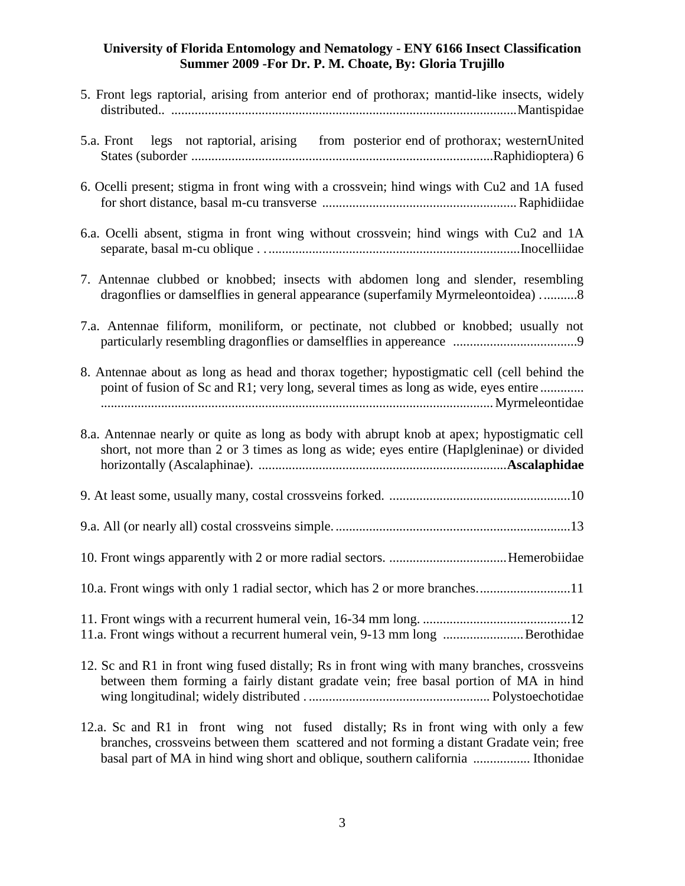5. Front legs raptorial, arising from anterior end of prothorax; mantid-like insects, widely distributed.. ......................................................................................................Mantispidae

5.a. Front legs not raptorial, arising from posterior end of prothorax; westernUnited States (suborder .........................................................................................Raphidioptera) 6

6. Ocelli present; stigma in front wing with a crossvein; hind wings with Cu2 and 1A fused for short distance, basal m-cu transverse ......................................................... Raphidiidae

6.a. Ocelli absent, stigma in front wing without crossvein; hind wings with Cu2 and 1A separate, basal m-cu oblique . . ..........................................................................Inocelliidae

7. Antennae clubbed or knobbed; insects with abdomen long and slender, resembling dragonflies or damselflies in general appearance (superfamily Myrmeleontoidea) . ..........8

7.a. Antennae filiform, moniliform, or pectinate, not clubbed or knobbed; usually not particularly resembling dragonflies or damselflies in appereance ....................................9

8. Antennae about as long as head and thorax together; hypostigmatic cell (cell behind the point of fusion of Sc and R1; very long, several times as long as wide, eyes entire ............. ................................................................................................................... Myrmeleontidae

8.a. Antennae nearly or quite as long as body with abrupt knob at apex; hypostigmatic cell short, not more than 2 or 3 times as long as wide; eyes entire (Haplgleninae) or divided horizontally (Ascalaphinae). ..........................................................................**Ascalaphidae**

9. At least some, usually many, costal crossveins forked. .....................................................10

9.a. All (or nearly all) costal crossveins simple. .....................................................................13

10. Front wings apparently with 2 or more radial sectors. ...................................Hemerobiidae

10.a. Front wings with only 1 radial sector, which has 2 or more branches. ..........................11

11. Front wings with a recurrent humeral vein, 16-34 mm long. ............................................12

11.a. Front wings without a recurrent humeral vein, 9-13 mm long ........................Berothidae

12. Sc and R1 in front wing fused distally; Rs in front wing with many branches, crossveins between them forming a fairly distant gradate vein; free basal portion of MA in hind wing longitudinal; widely distributed . ...................................................... Polystoechotidae

12.a. Sc and R1 in front wing not fused distally; Rs in front wing with only a few branches, crossveins between them scattered and not forming a distant Gradate vein; free basal part of MA in hind wing short and oblique, southern california ................. Ithonidae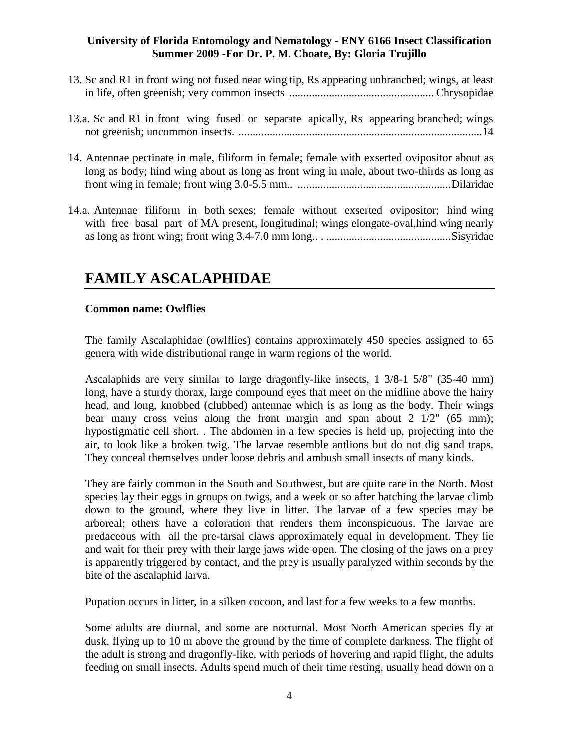13. Sc and R1 in front wing not fused near wing tip, Rs appearing unbranched; wings, at least in life, often greenish; very common insects .................................................. Chrysopidae

13.a. Sc and R1 in front wing fused or separate apically, Rs appearing branched; wings not greenish; uncommon insects. .....................................................................................14

14. Antennae pectinate in male, filiform in female; female with exserted ovipositor about as long as body; hind wing about as long as front wing in male, about two-thirds as long as front wing in female; front wing 3.0-5.5 mm.. .....................................................Dilaridae

14.a. Antennae filiform in both sexes; female without exserted ovipositor; hind wing with free basal part of MA present, longitudinal; wings elongate-oval,hind wing nearly as long as front wing; front wing 3.4-7.0 mm long.. . ...........................................Sisyridae

## FAMILY ASCALAPHIDAE

**Common name: Owlflies**

The family Ascalaphidae (owlflies) contains approximately 450 species assigned to 65 genera with wide distributional range in warm regions of the world.

Ascalaphids are very similar to large dragonfly-like insects, 1 3/8-1 5/8" (35-40 mm) long, have a sturdy thorax, large compound eyes that meet on the midline above the hairy head, and long, knobbed (clubbed) antennae which is as long as the body. Their wings bear many cross veins along the front margin and span about 2 1/2" (65 mm); hypostigmatic cell short. . The abdomen in a few species is held up, projecting into the air, to look like a broken twig. The larvae resemble antlions but do not dig sand traps. They conceal themselves under loose debris and ambush small insects of many kinds.

They are fairly common in the South and Southwest, but are quite rare in the North. Most species lay their eggs in groups on twigs, and a week or so after hatching the larvae climb down to the ground, where they live in litter. The larvae of a few species may be arboreal; others have a coloration that renders them inconspicuous. The larvae are predaceous with all the pre-tarsal claws approximately equal in development. They lie and wait for their prey with their large jaws wide open. The closing of the jaws on a prey is apparently triggered by contact, and the prey is usually paralyzed within seconds by the bite of the ascalaphid larva.

Pupation occurs in litter, in a silken cocoon, and last for a few weeks to a few months.

Some adults are diurnal, and some are nocturnal. Most North American species fly at dusk, flying up to 10 m above the ground by the time of complete darkness. The flight of the adult is strong and dragonfly-like, with periods of hovering and rapid flight, the adults feeding on small insects. Adults spend much of their time resting, usually head down on a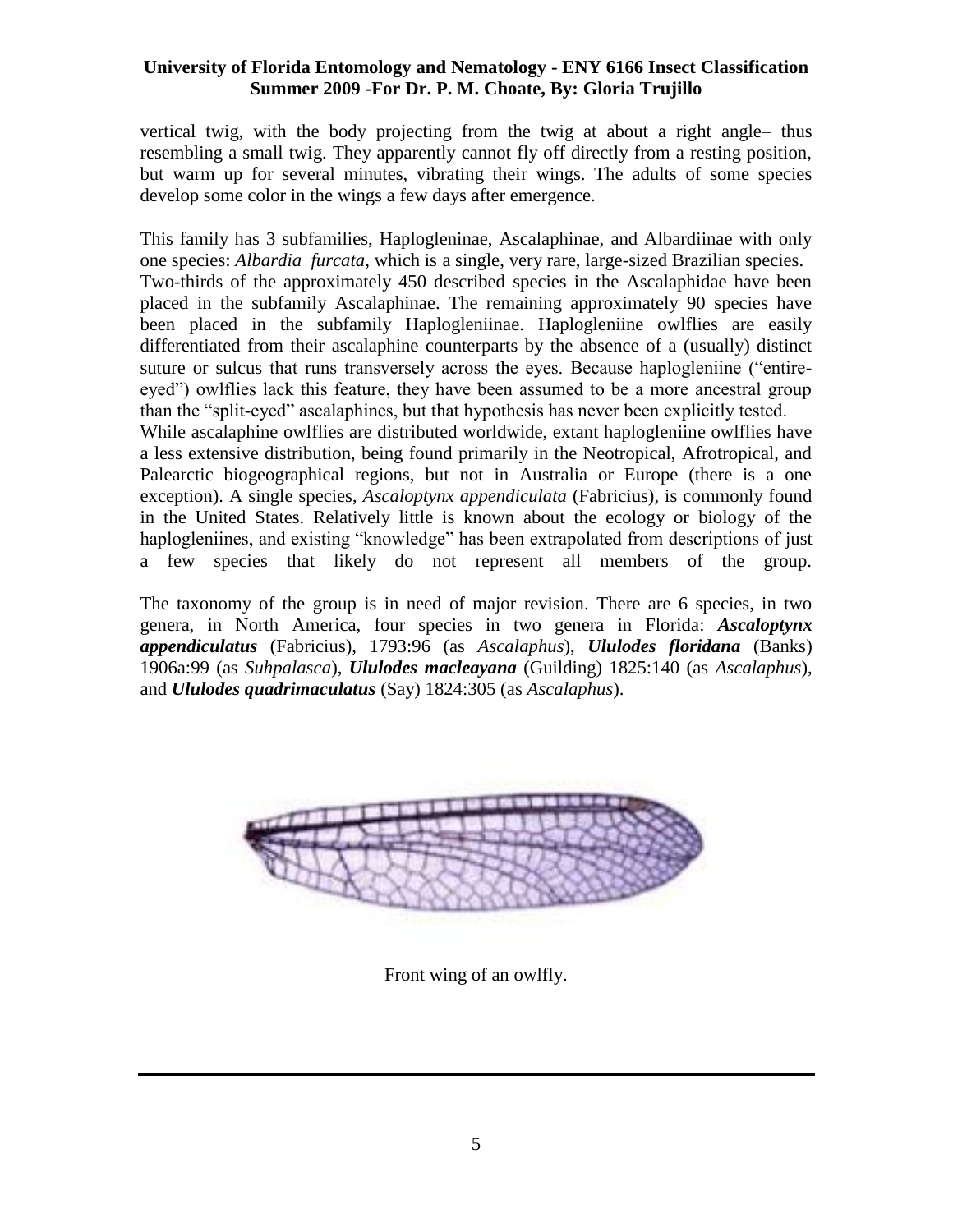vertical twig, with the body projecting from the twig at about a right angle– thus resembling a small twig. They apparently cannot fly off directly from a resting position, but warm up for several minutes, vibrating their wings. The adults of some species develop some color in the wings a few days after emergence.

This family has 3 subfamilies, Haplogleninae, Ascalaphinae, and Albardiinae with only one species: *Albardia furcata,* which is a single, very rare, large-sized Brazilian species. Two-thirds of the approximately 450 described species in the Ascalaphidae have been placed in the subfamily Ascalaphinae. The remaining approximately 90 species have been placed in the subfamily Haplogleniinae. Haplogleniine owlflies are easily differentiated from their ascalaphine counterparts by the absence of a (usually) distinct suture or sulcus that runs transversely across the eyes. Because haplogleniine ("entire-eyed") owlflies lack this feature, they have been assumed to be a more ancestral group than the "split-eyed" ascalaphines, but that hypothesis has never been explicitly tested.
While ascalaphine owlflies are distributed worldwide, extant haplogleniine owlflies have a less extensive distribution, being found primarily in the Neotropical, Afrotropical, and Palearctic biogeographical regions, but not in Australia or Europe (there is a one exception). A single species, *Ascaloptynx appendiculata* (Fabricius), is commonly found in the United States. Relatively little is known about the ecology or biology of the haplogleniines, and existing "knowledge" has been extrapolated from descriptions of just a few species that likely do not represent all members of the group.

The taxonomy of the group is in need of major revision. There are 6 species, in two genera, in North America, four species in two genera in Florida: ***Ascaloptynx appendiculatus*** (Fabricius), 1793:96 (as *Ascalaphus*), ***Ululodes floridana*** (Banks) 1906a:99 (as *Suhpalasca*), ***Ululodes macleayana*** (Guilding) 1825:140 (as *Ascalaphus*), and ***Ululodes quadrimaculatus*** (Say) 1824:305 (as *Ascalaphus*).

Front wing of an owlfly.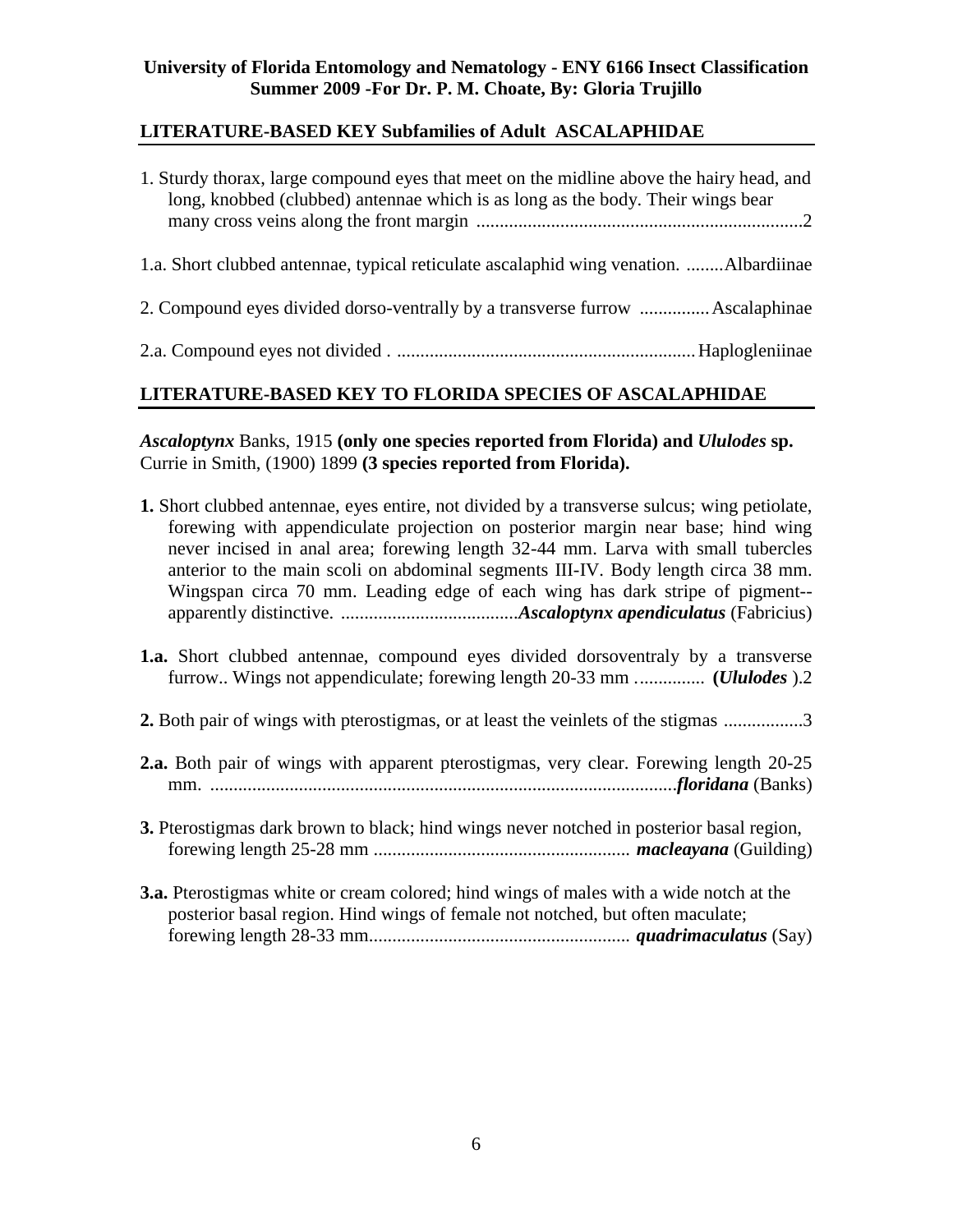**University of Florida Entomology and Nematology - ENY 6166 Insect Classification**
**Summer 2009 -For Dr. P. M. Choate, By: Gloria Trujillo**

## LITERATURE-BASED KEY Subfamilies of Adult ASCALAPHIDAE

1. Sturdy thorax, large compound eyes that meet on the midline above the hairy head, and long, knobbed (clubbed) antennae which is as long as the body. Their wings bear many cross veins along the front margin ......................................................................2

1.a. Short clubbed antennae, typical reticulate ascalaphid wing venation. ........Albardiinae

2. Compound eyes divided dorso-ventrally by a transverse furrow ...............Ascalaphinae

2.a. Compound eyes not divided . ................................................................Haplogleniinae

## LITERATURE-BASED KEY TO FLORIDA SPECIES OF ASCALAPHIDAE

***Ascaloptynx*** Banks, 1915 **(only one species reported from Florida) and *Ululodes* sp.** Currie in Smith, (1900) 1899 **(3 species reported from Florida).**

**1.** Short clubbed antennae, eyes entire, not divided by a transverse sulcus; wing petiolate, forewing with appendiculate projection on posterior margin near base; hind wing never incised in anal area; forewing length 32-44 mm. Larva with small tubercles anterior to the main scoli on abdominal segments III-IV. Body length circa 38 mm. Wingspan circa 70 mm. Leading edge of each wing has dark stripe of pigment--apparently distinctive. ......................................***Ascaloptynx apendiculatus*** (Fabricius)

**1.a.** Short clubbed antennae, compound eyes divided dorsoventraly by a transverse furrow.. Wings not appendiculate; forewing length 20-33 mm ............... **(*Ululodes* ).**2

**2.** Both pair of wings with pterostigmas, or at least the veinlets of the stigmas .................3

**2.a.** Both pair of wings with apparent pterostigmas, very clear. Forewing length 20-25 mm. ....................................................................................................***floridana*** (Banks)

**3.** Pterostigmas dark brown to black; hind wings never notched in posterior basal region, forewing length 25-28 mm ....................................................... ***macleayana*** (Guilding)

**3.a.** Pterostigmas white or cream colored; hind wings of males with a wide notch at the posterior basal region. Hind wings of female not notched, but often maculate; forewing length 28-33 mm........................................................ ***quadrimaculatus*** (Say)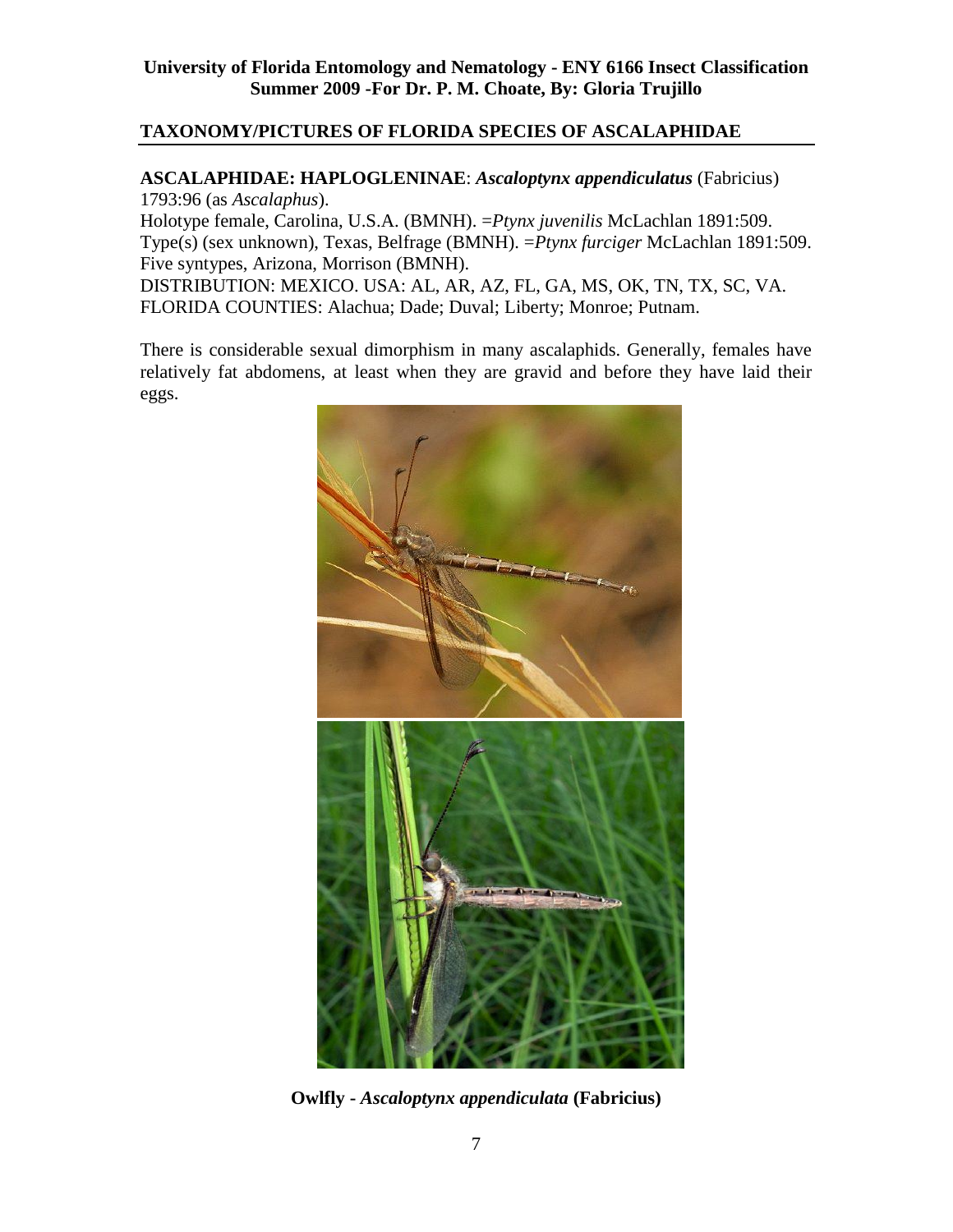**University of Florida Entomology and Nematology - ENY 6166 Insect Classification**
**Summer 2009 -For Dr. P. M. Choate, By: Gloria Trujillo**

## TAXONOMY/PICTURES OF FLORIDA SPECIES OF ASCALAPHIDAE

**ASCALAPHIDAE: HAPLOGLENINAE**: ***Ascaloptynx appendiculatus*** (Fabricius) 1793:96 (as *Ascalaphus*).
Holotype female, Carolina, U.S.A. (BMNH). =*Ptynx juvenilis* McLachlan 1891:509. Type(s) (sex unknown), Texas, Belfrage (BMNH). =*Ptynx furciger* McLachlan 1891:509. Five syntypes, Arizona, Morrison (BMNH).
DISTRIBUTION: MEXICO. USA: AL, AR, AZ, FL, GA, MS, OK, TN, TX, SC, VA.
FLORIDA COUNTIES: Alachua; Dade; Duval; Liberty; Monroe; Putnam.

There is considerable sexual dimorphism in many ascalaphids. Generally, females have relatively fat abdomens, at least when they are gravid and before they have laid their eggs.

**Owlfly - *Ascaloptynx appendiculata* (Fabricius)**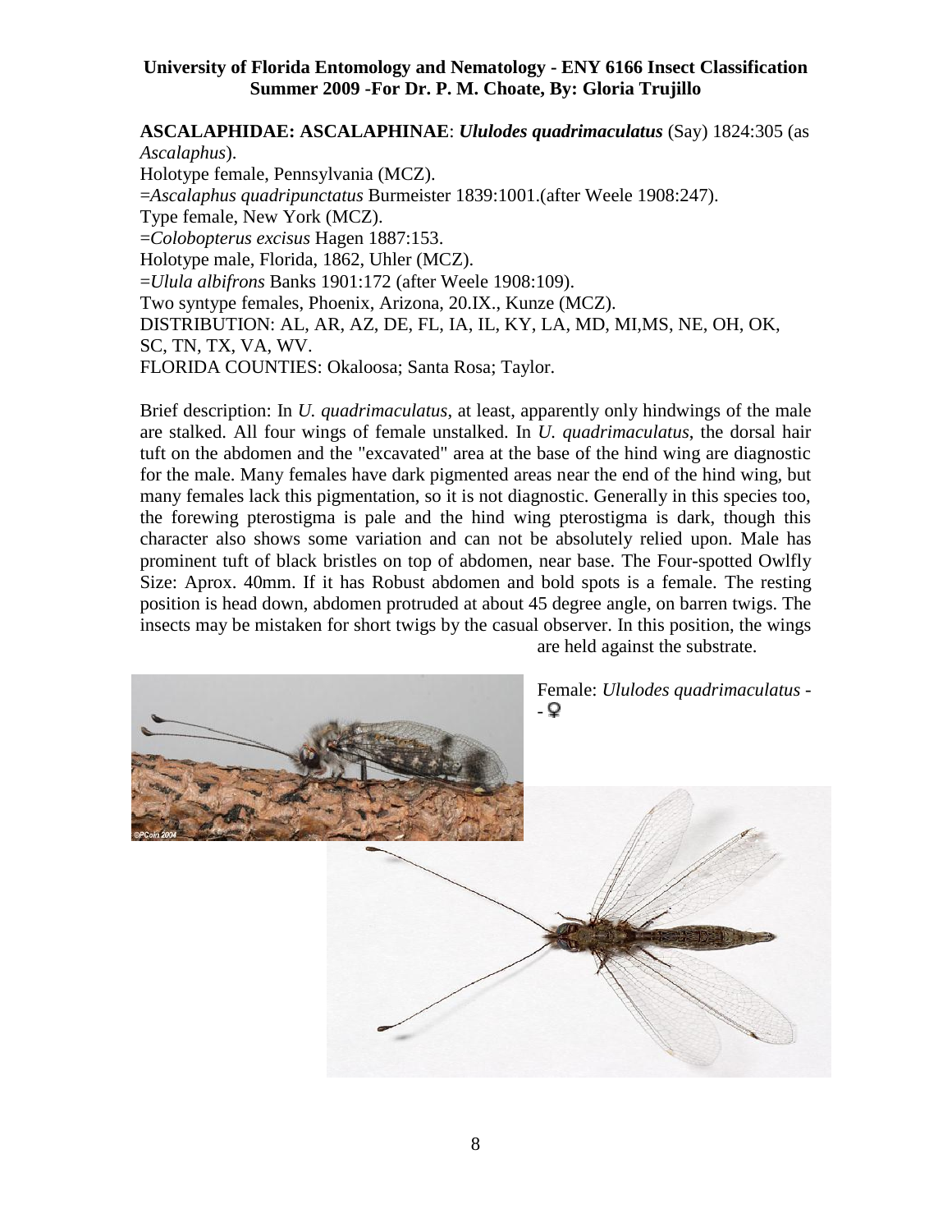**ASCALAPHIDAE: ASCALAPHINAE**: ***Ululodes quadrimaculatus*** (Say) 1824:305 (as *Ascalaphus*).
Holotype female, Pennsylvania (MCZ).
=*Ascalaphus quadripunctatus* Burmeister 1839:1001.(after Weele 1908:247).
Type female, New York (MCZ).
=*Colobopterus excisus* Hagen 1887:153.
Holotype male, Florida, 1862, Uhler (MCZ).
=*Ulula albifrons* Banks 1901:172 (after Weele 1908:109).
Two syntype females, Phoenix, Arizona, 20.IX., Kunze (MCZ).
DISTRIBUTION: AL, AR, AZ, DE, FL, IA, IL, KY, LA, MD, MI,MS, NE, OH, OK, SC, TN, TX, VA, WV.
FLORIDA COUNTIES: Okaloosa; Santa Rosa; Taylor.

Brief description: In *U. quadrimaculatus*, at least, apparently only hindwings of the male are stalked. All four wings of female unstalked. In *U. quadrimaculatus*, the dorsal hair tuft on the abdomen and the "excavated" area at the base of the hind wing are diagnostic for the male. Many females have dark pigmented areas near the end of the hind wing, but many females lack this pigmentation, so it is not diagnostic. Generally in this species too, the forewing pterostigma is pale and the hind wing pterostigma is dark, though this character also shows some variation and can not be absolutely relied upon. Male has prominent tuft of black bristles on top of abdomen, near base. The Four-spotted Owlfly Size: Aprox. 40mm. If it has Robust abdomen and bold spots is a female. The resting position is head down, abdomen protruded at about 45 degree angle, on barren twigs. The insects may be mistaken for short twigs by the casual observer. In this position, the wings are held against the substrate.

Female: *Ululodes quadrimaculatus* -- ♀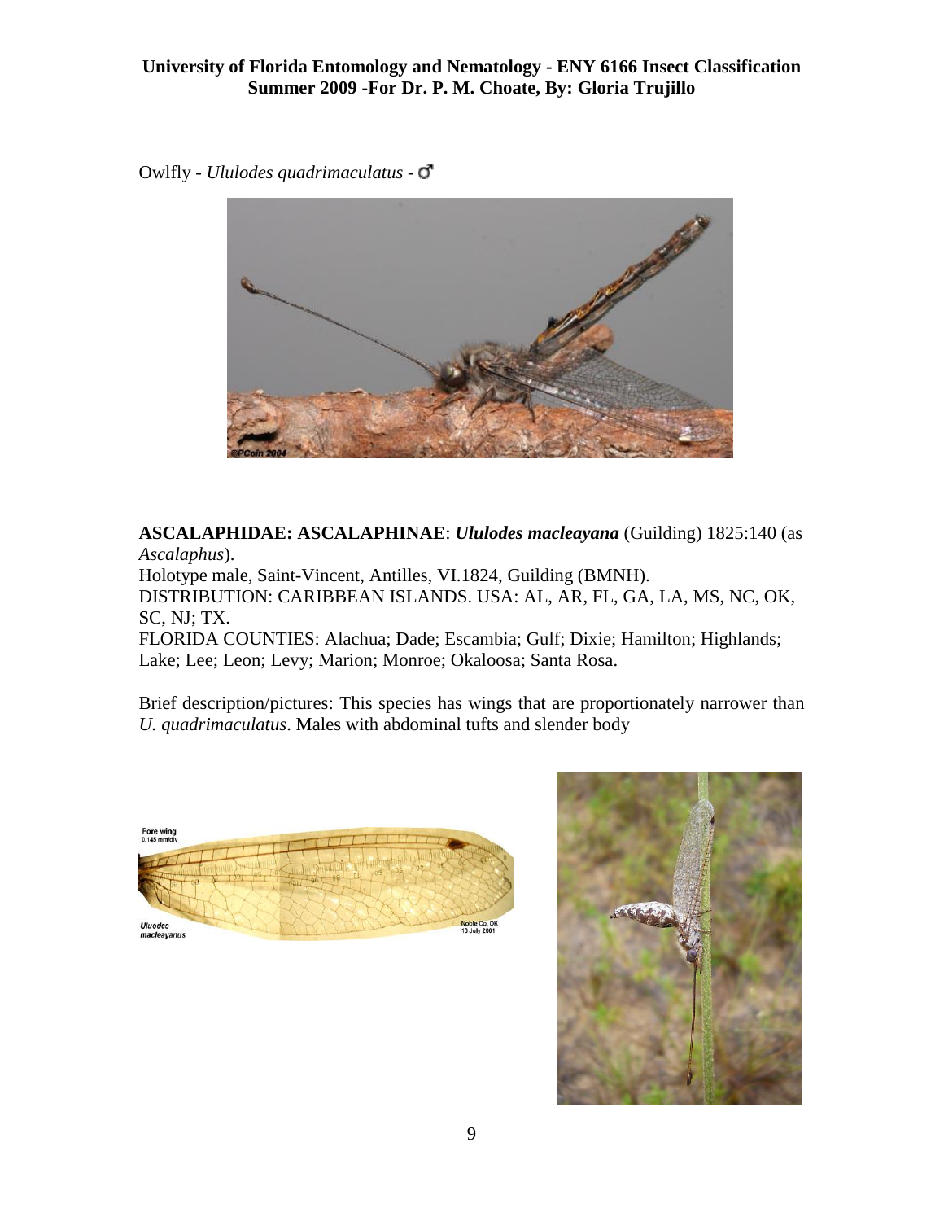Owlfly - *Ululodes quadrimaculatus* - ♂

**ASCALAPHIDAE: ASCALAPHINAE**: ***Ululodes macleayana*** (Guilding) 1825:140 (as *Ascalaphus*).
Holotype male, Saint-Vincent, Antilles, VI.1824, Guilding (BMNH).
DISTRIBUTION: CARIBBEAN ISLANDS. USA: AL, AR, FL, GA, LA, MS, NC, OK, SC, NJ; TX.
FLORIDA COUNTIES: Alachua; Dade; Escambia; Gulf; Dixie; Hamilton; Highlands; Lake; Lee; Leon; Levy; Marion; Monroe; Okaloosa; Santa Rosa.

Brief description/pictures: This species has wings that are proportionately narrower than *U. quadrimaculatus*. Males with abdominal tufts and slender body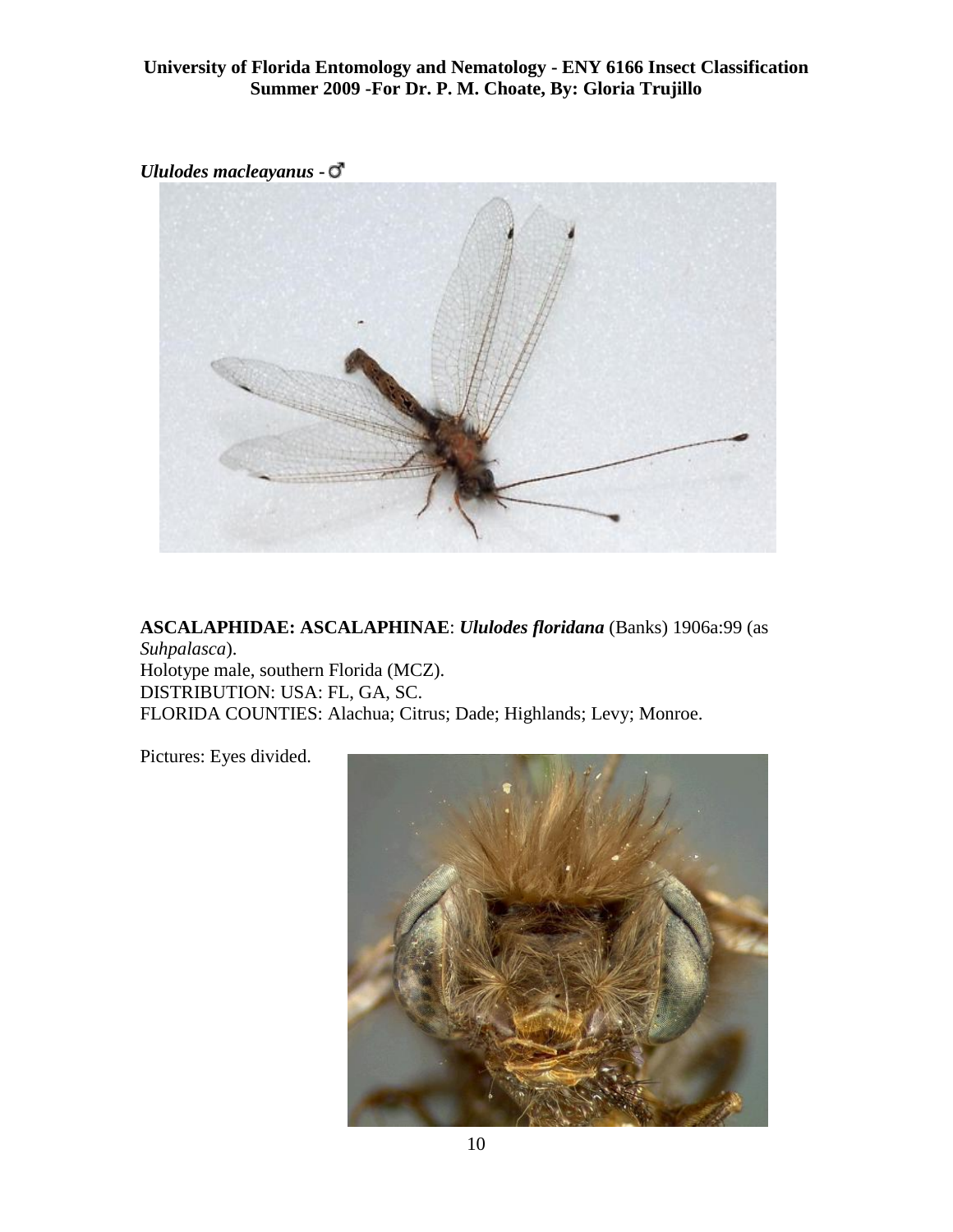*Ululodes macleayanus* - ♂

**ASCALAPHIDAE: ASCALAPHINAE**: ***Ululodes floridana*** (Banks) 1906a:99 (as *Suhpalasca*).
Holotype male, southern Florida (MCZ).
DISTRIBUTION: USA: FL, GA, SC.
FLORIDA COUNTIES: Alachua; Citrus; Dade; Highlands; Levy; Monroe.

Pictures: Eyes divided.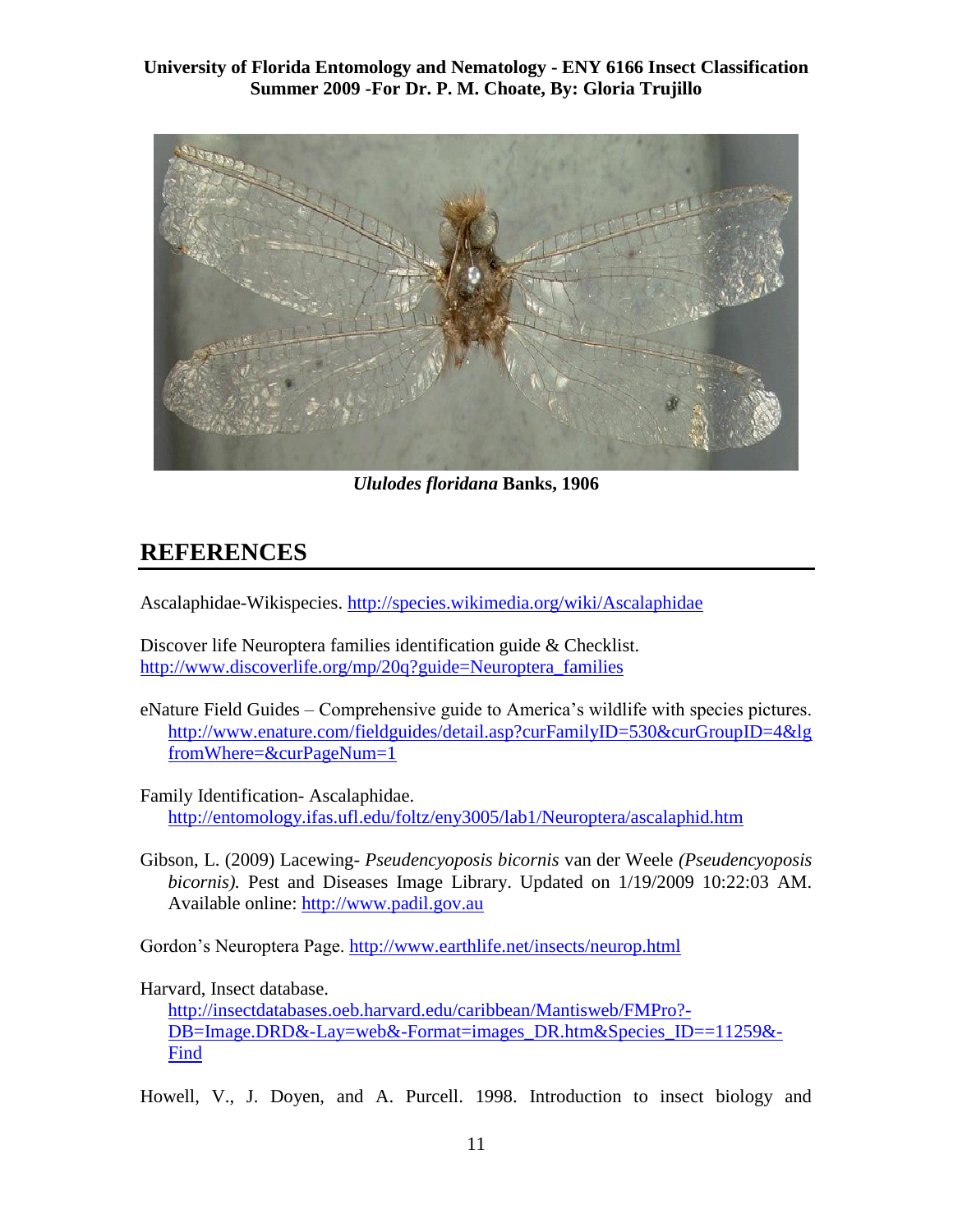*Ululodes floridana* **Banks, 1906**

## REFERENCES

Ascalaphidae-Wikispecies. http://species.wikimedia.org/wiki/Ascalaphidae

Discover life Neuroptera families identification guide & Checklist. http://www.discoverlife.org/mp/20q?guide=Neuroptera_families

eNature Field Guides – Comprehensive guide to America's wildlife with species pictures. http://www.enature.com/fieldguides/detail.asp?curFamilyID=530&curGroupID=4&lgfromWhere=&curPageNum=1

Family Identification- Ascalaphidae. http://entomology.ifas.ufl.edu/foltz/eny3005/lab1/Neuroptera/ascalaphid.htm

Gibson, L. (2009) Lacewing- *Pseudencyoposis bicornis* van der Weele *(Pseudencyoposis bicornis).* Pest and Diseases Image Library. Updated on 1/19/2009 10:22:03 AM. Available online: http://www.padil.gov.au

Gordon's Neuroptera Page. http://www.earthlife.net/insects/neurop.html

Harvard, Insect database. http://insectdatabases.oeb.harvard.edu/caribbean/Mantisweb/FMPro?-DB=Image.DRD&-Lay=web&-Format=images_DR.htm&Species_ID==11259&-Find

Howell, V., J. Doyen, and A. Purcell. 1998. Introduction to insect biology and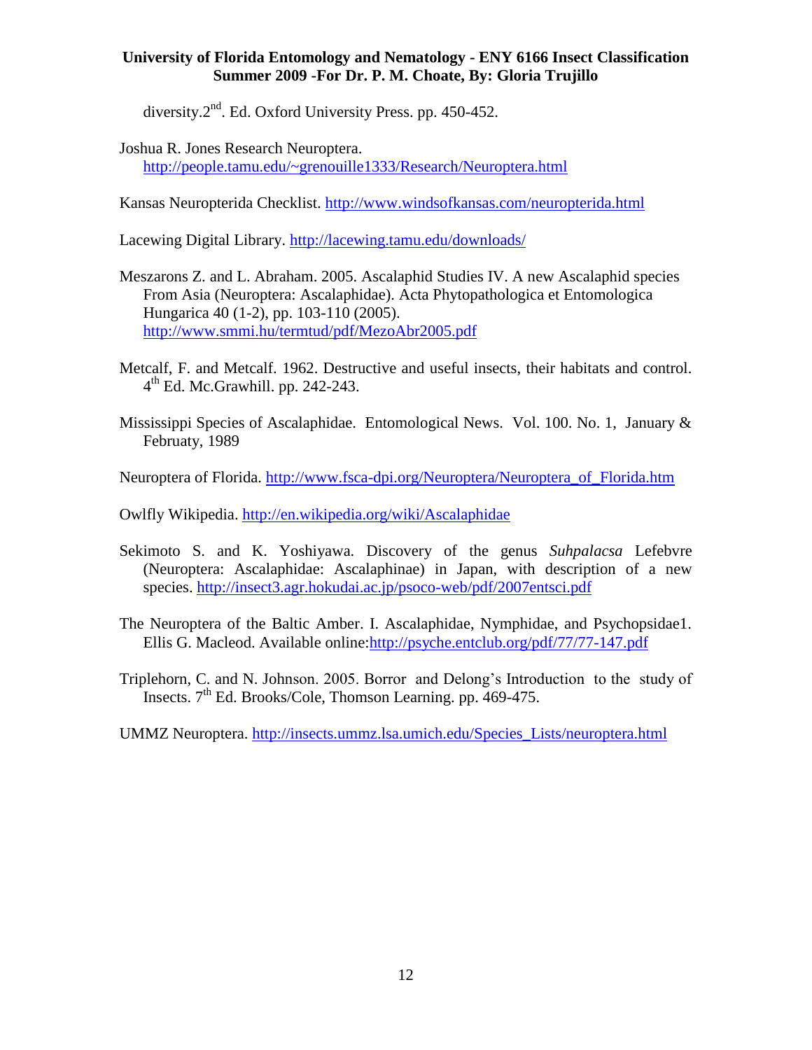diversity.2nd. Ed. Oxford University Press. pp. 450-452.

Joshua R. Jones Research Neuroptera. http://people.tamu.edu/~grenouille1333/Research/Neuroptera.html

Kansas Neuropterida Checklist. http://www.windsofkansas.com/neuropterida.html

Lacewing Digital Library. http://lacewing.tamu.edu/downloads/

Meszarons Z. and L. Abraham. 2005. Ascalaphid Studies IV. A new Ascalaphid species From Asia (Neuroptera: Ascalaphidae). Acta Phytopathologica et Entomologica Hungarica 40 (1-2), pp. 103-110 (2005). http://www.smmi.hu/termtud/pdf/MezoAbr2005.pdf

Metcalf, F. and Metcalf. 1962. Destructive and useful insects, their habitats and control. 4th Ed. Mc.Grawhill. pp. 242-243.

Mississippi Species of Ascalaphidae. Entomological News. Vol. 100. No. 1, January & Februaty, 1989

Neuroptera of Florida. http://www.fsca-dpi.org/Neuroptera/Neuroptera_of_Florida.htm

Owlfly Wikipedia. http://en.wikipedia.org/wiki/Ascalaphidae

Sekimoto S. and K. Yoshiyawa. Discovery of the genus *Suhpalacsa* Lefebvre (Neuroptera: Ascalaphidae: Ascalaphinae) in Japan, with description of a new species. http://insect3.agr.hokudai.ac.jp/psoco-web/pdf/2007entsci.pdf

The Neuroptera of the Baltic Amber. I. Ascalaphidae, Nymphidae, and Psychopsidae1. Ellis G. Macleod. Available online:http://psyche.entclub.org/pdf/77/77-147.pdf

Triplehorn, C. and N. Johnson. 2005. Borror and Delong's Introduction to the study of Insects. 7th Ed. Brooks/Cole, Thomson Learning. pp. 469-475.

UMMZ Neuroptera. http://insects.ummz.lsa.umich.edu/Species_Lists/neuroptera.html